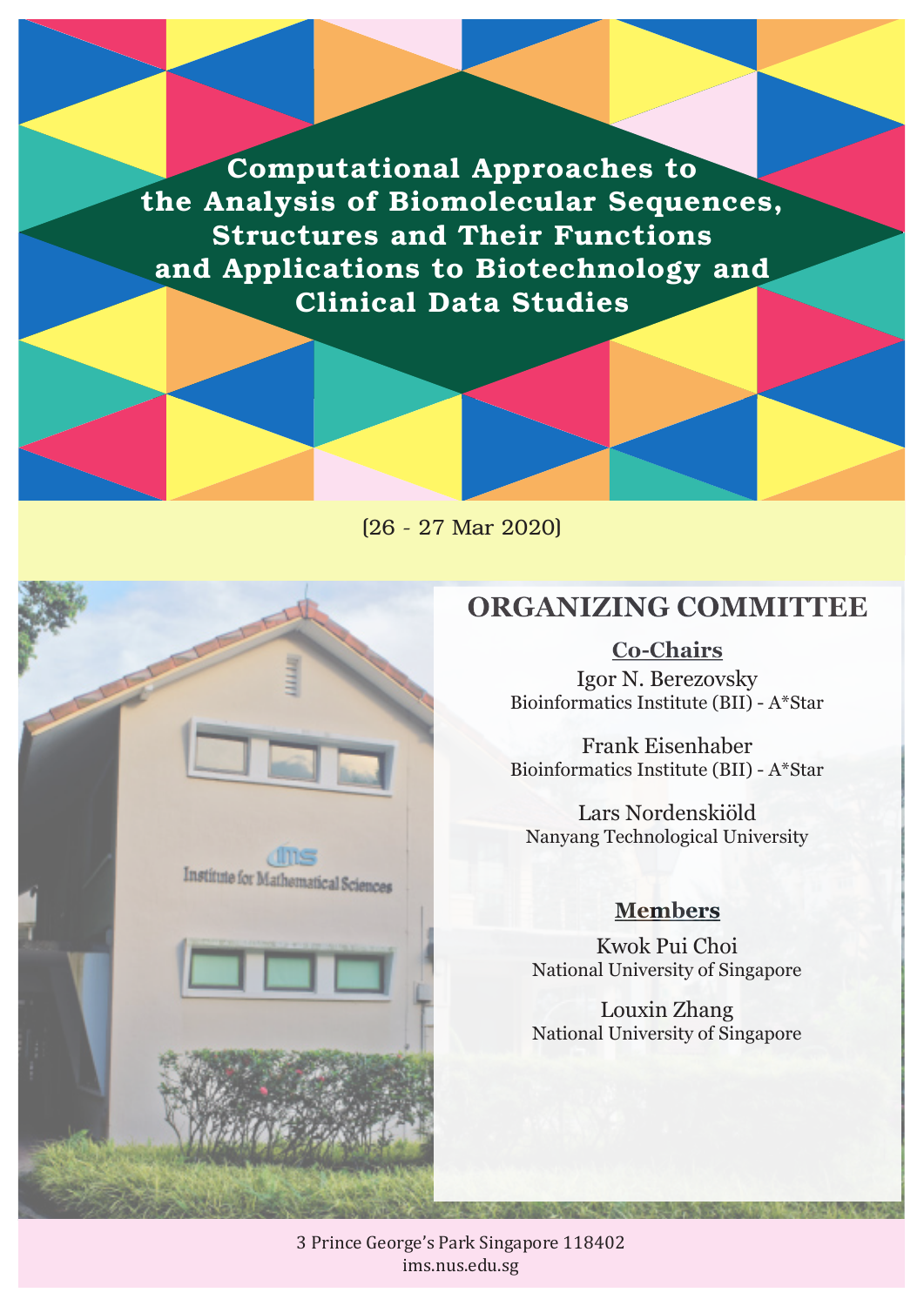# Computational Approaches to the Analysis of Biomolecular Sequences, Structures and Their Functions and Applications to Biotechnology and Clinical Data Studies

(26 - 27 Mar 2020)

## ORGANIZING COMMITTEE

### Co-Chairs

Igor N. Berezovsky
Bioinformatics Institute (BII) - A*Star

Frank Eisenhaber
Bioinformatics Institute (BII) - A*Star

Lars Nordenskiöld
Nanyang Technological University

### Members

Kwok Pui Choi
National University of Singapore

Louxin Zhang
National University of Singapore

3 Prince George's Park Singapore 118402
ims.nus.edu.sg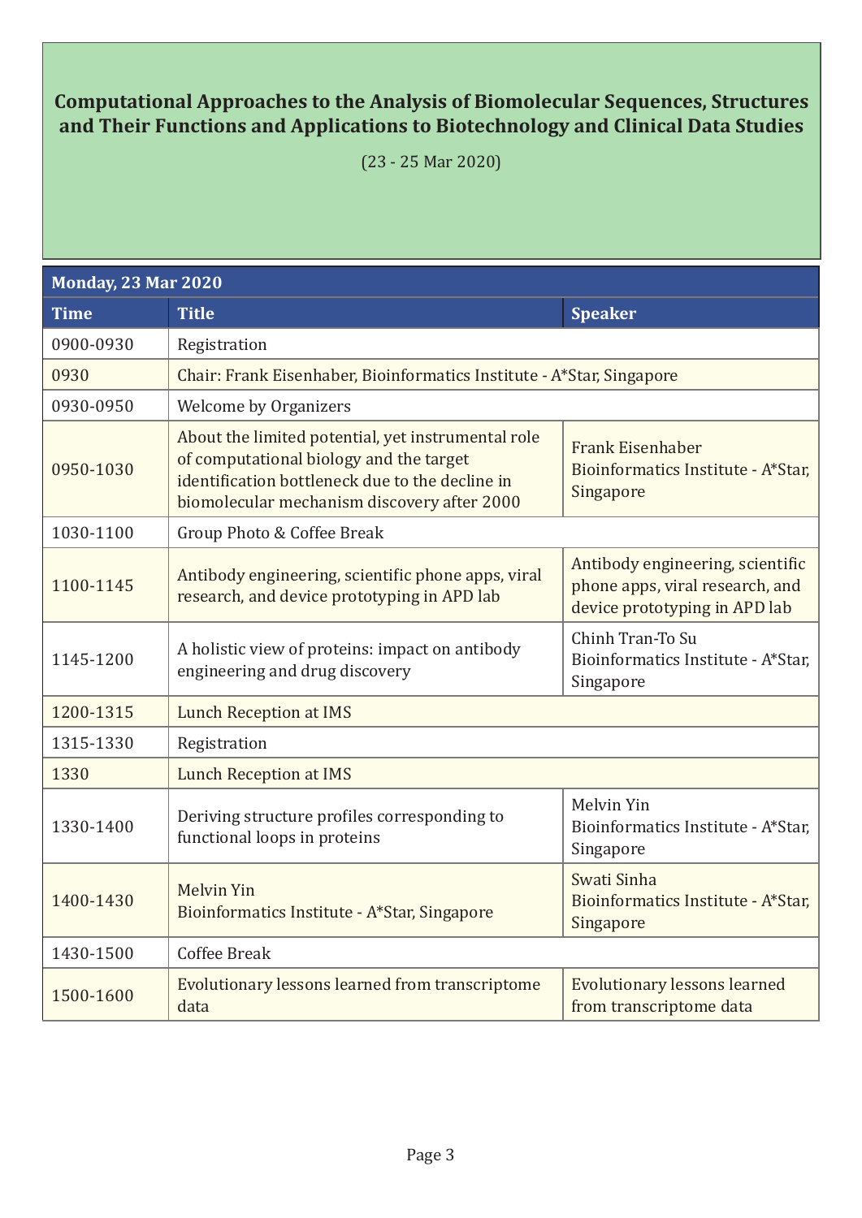# Computational Approaches to the Analysis of Biomolecular Sequences, Structures and Their Functions and Applications to Biotechnology and Clinical Data Studies

(23 - 25 Mar 2020)

**Monday, 23 Mar 2020**

| Time | Title | Speaker |
|---|---|---|
| 0900-0930 | Registration | |
| 0930 | Chair: Frank Eisenhaber, Bioinformatics Institute - A*Star, Singapore | |
| 0930-0950 | Welcome by Organizers | |
| 0950-1030 | About the limited potential, yet instrumental role of computational biology and the target identification bottleneck due to the decline in biomolecular mechanism discovery after 2000 | Frank Eisenhaber<br>Bioinformatics Institute - A*Star, Singapore |
| 1030-1100 | Group Photo & Coffee Break | |
| 1100-1145 | Antibody engineering, scientific phone apps, viral research, and device prototyping in APD lab | Antibody engineering, scientific phone apps, viral research, and device prototyping in APD lab |
| 1145-1200 | A holistic view of proteins: impact on antibody engineering and drug discovery | Chinh Tran-To Su<br>Bioinformatics Institute - A*Star, Singapore |
| 1200-1315 | Lunch Reception at IMS | |
| 1315-1330 | Registration | |
| 1330 | Lunch Reception at IMS | |
| 1330-1400 | Deriving structure profiles corresponding to functional loops in proteins | Melvin Yin<br>Bioinformatics Institute - A*Star, Singapore |
| 1400-1430 | Melvin Yin<br>Bioinformatics Institute - A*Star, Singapore | Swati Sinha<br>Bioinformatics Institute - A*Star, Singapore |
| 1430-1500 | Coffee Break | |
| 1500-1600 | Evolutionary lessons learned from transcriptome data | Evolutionary lessons learned from transcriptome data |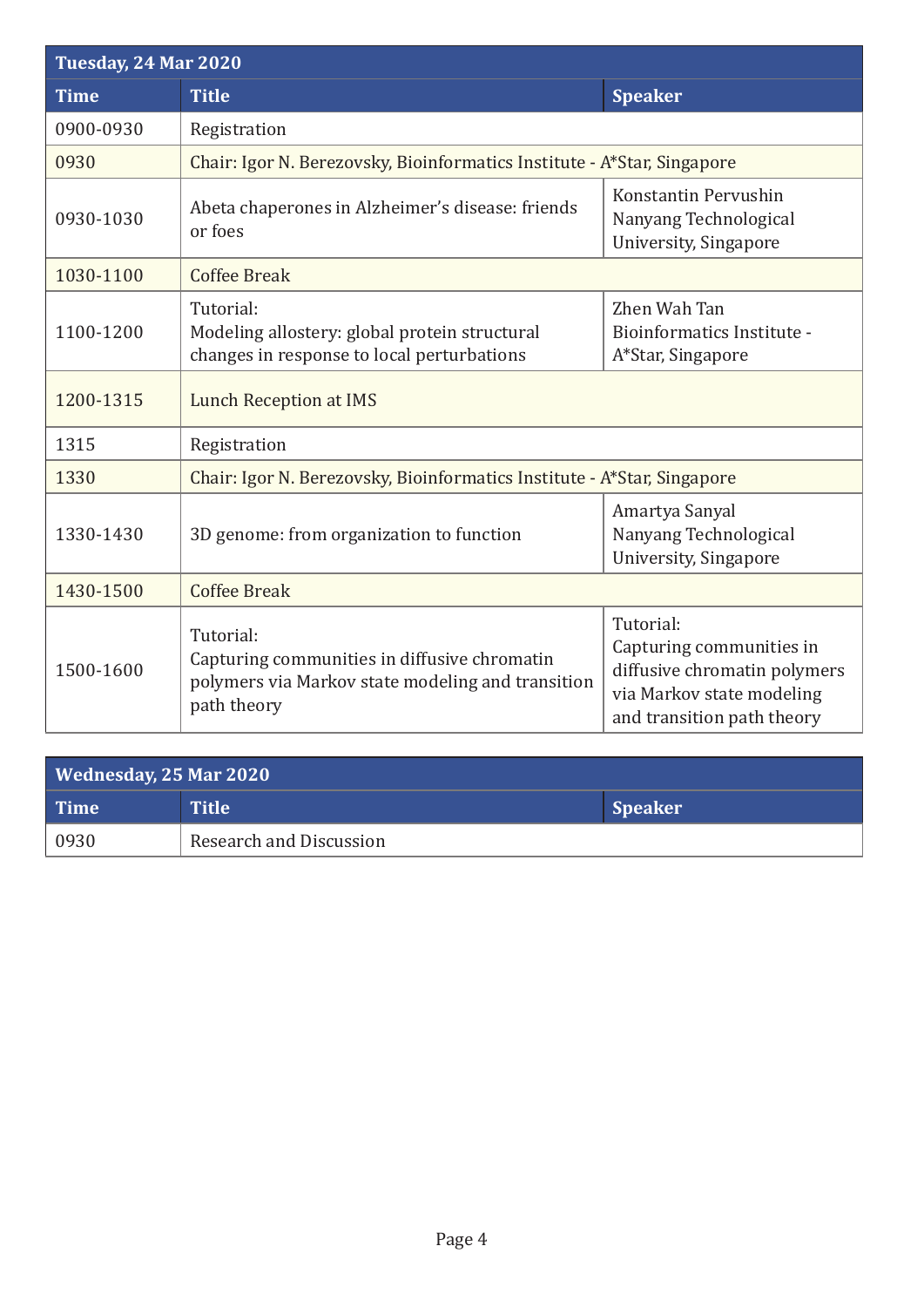| Tuesday, 24 Mar 2020 | | |
|---|---|---|
| **Time** | **Title** | **Speaker** |
| 0900-0930 | Registration | |
| 0930 | Chair: Igor N. Berezovsky, Bioinformatics Institute - A*Star, Singapore | |
| 0930-1030 | Abeta chaperones in Alzheimer's disease: friends or foes | Konstantin Pervushin Nanyang Technological University, Singapore |
| 1030-1100 | Coffee Break | |
| 1100-1200 | Tutorial: Modeling allostery: global protein structural changes in response to local perturbations | Zhen Wah Tan Bioinformatics Institute - A*Star, Singapore |
| 1200-1315 | Lunch Reception at IMS | |
| 1315 | Registration | |
| 1330 | Chair: Igor N. Berezovsky, Bioinformatics Institute - A*Star, Singapore | |
| 1330-1430 | 3D genome: from organization to function | Amartya Sanyal Nanyang Technological University, Singapore |
| 1430-1500 | Coffee Break | |
| 1500-1600 | Tutorial: Capturing communities in diffusive chromatin polymers via Markov state modeling and transition path theory | Tutorial: Capturing communities in diffusive chromatin polymers via Markov state modeling and transition path theory |

| Wednesday, 25 Mar 2020 | | |
|---|---|---|
| **Time** | **Title** | **Speaker** |
| 0930 | Research and Discussion | |